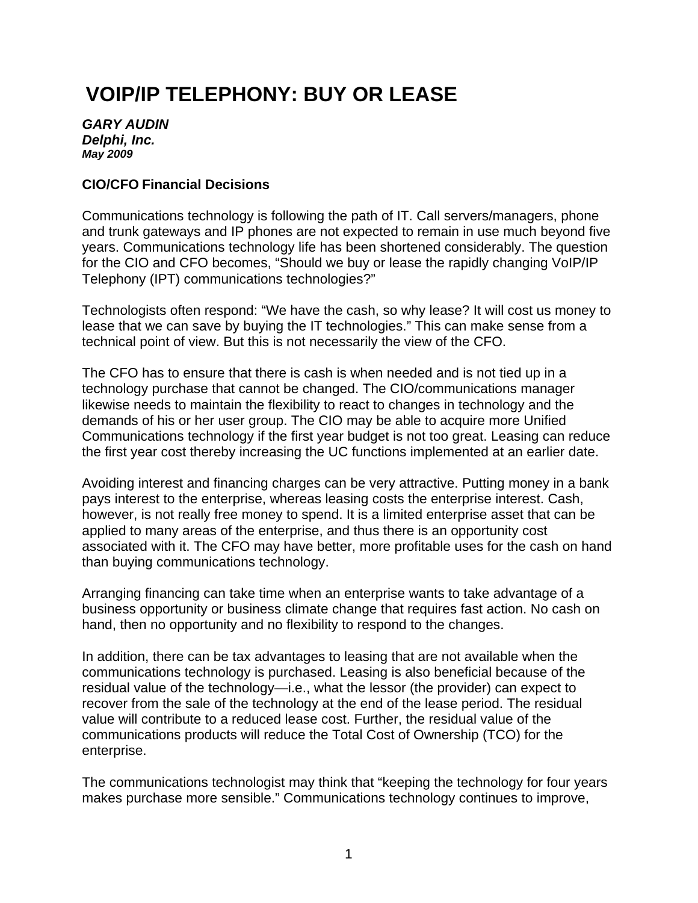# VOIP/IP TELEPHONY: BUY OR LEASE

***GARY AUDIN***
***Delphi, Inc.***
***May 2009***

**CIO/CFO Financial Decisions**

Communications technology is following the path of IT. Call servers/managers, phone and trunk gateways and IP phones are not expected to remain in use much beyond five years. Communications technology life has been shortened considerably. The question for the CIO and CFO becomes, “Should we buy or lease the rapidly changing VoIP/IP Telephony (IPT) communications technologies?”

Technologists often respond: “We have the cash, so why lease? It will cost us money to lease that we can save by buying the IT technologies.” This can make sense from a technical point of view. But this is not necessarily the view of the CFO.

The CFO has to ensure that there is cash is when needed and is not tied up in a technology purchase that cannot be changed. The CIO/communications manager likewise needs to maintain the flexibility to react to changes in technology and the demands of his or her user group. The CIO may be able to acquire more Unified Communications technology if the first year budget is not too great. Leasing can reduce the first year cost thereby increasing the UC functions implemented at an earlier date.

Avoiding interest and financing charges can be very attractive. Putting money in a bank pays interest to the enterprise, whereas leasing costs the enterprise interest. Cash, however, is not really free money to spend. It is a limited enterprise asset that can be applied to many areas of the enterprise, and thus there is an opportunity cost associated with it. The CFO may have better, more profitable uses for the cash on hand than buying communications technology.

Arranging financing can take time when an enterprise wants to take advantage of a business opportunity or business climate change that requires fast action. No cash on hand, then no opportunity and no flexibility to respond to the changes.

In addition, there can be tax advantages to leasing that are not available when the communications technology is purchased. Leasing is also beneficial because of the residual value of the technology—i.e., what the lessor (the provider) can expect to recover from the sale of the technology at the end of the lease period. The residual value will contribute to a reduced lease cost. Further, the residual value of the communications products will reduce the Total Cost of Ownership (TCO) for the enterprise.

The communications technologist may think that “keeping the technology for four years makes purchase more sensible.” Communications technology continues to improve,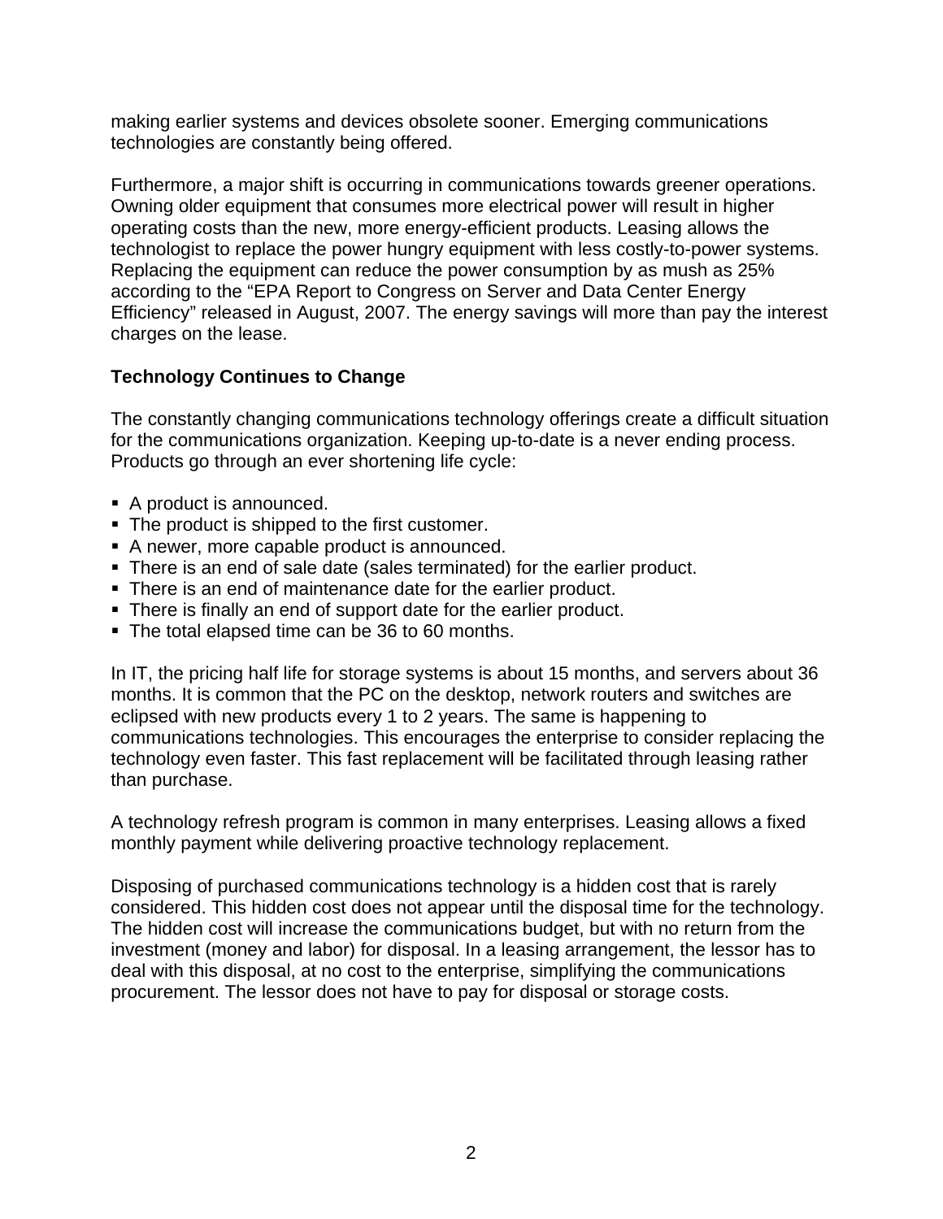making earlier systems and devices obsolete sooner. Emerging communications technologies are constantly being offered.

Furthermore, a major shift is occurring in communications towards greener operations. Owning older equipment that consumes more electrical power will result in higher operating costs than the new, more energy-efficient products. Leasing allows the technologist to replace the power hungry equipment with less costly-to-power systems. Replacing the equipment can reduce the power consumption by as mush as 25% according to the "EPA Report to Congress on Server and Data Center Energy Efficiency" released in August, 2007. The energy savings will more than pay the interest charges on the lease.

### Technology Continues to Change

The constantly changing communications technology offerings create a difficult situation for the communications organization. Keeping up-to-date is a never ending process. Products go through an ever shortening life cycle:

- A product is announced.
- The product is shipped to the first customer.
- A newer, more capable product is announced.
- There is an end of sale date (sales terminated) for the earlier product.
- There is an end of maintenance date for the earlier product.
- There is finally an end of support date for the earlier product.
- The total elapsed time can be 36 to 60 months.

In IT, the pricing half life for storage systems is about 15 months, and servers about 36 months. It is common that the PC on the desktop, network routers and switches are eclipsed with new products every 1 to 2 years. The same is happening to communications technologies. This encourages the enterprise to consider replacing the technology even faster. This fast replacement will be facilitated through leasing rather than purchase.

A technology refresh program is common in many enterprises. Leasing allows a fixed monthly payment while delivering proactive technology replacement.

Disposing of purchased communications technology is a hidden cost that is rarely considered. This hidden cost does not appear until the disposal time for the technology. The hidden cost will increase the communications budget, but with no return from the investment (money and labor) for disposal. In a leasing arrangement, the lessor has to deal with this disposal, at no cost to the enterprise, simplifying the communications procurement. The lessor does not have to pay for disposal or storage costs.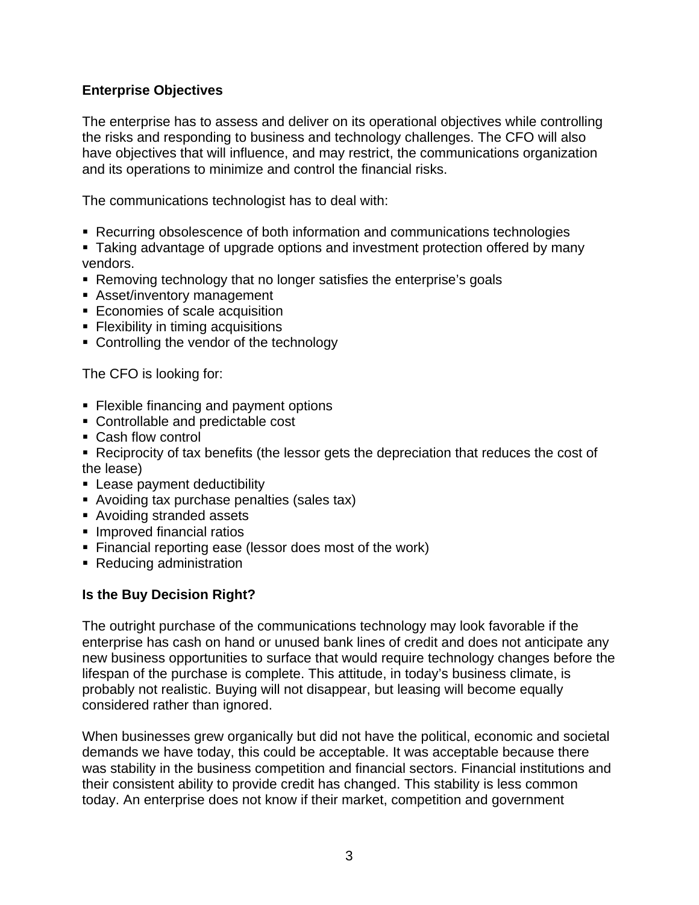**Enterprise Objectives**

The enterprise has to assess and deliver on its operational objectives while controlling the risks and responding to business and technology challenges. The CFO will also have objectives that will influence, and may restrict, the communications organization and its operations to minimize and control the financial risks.

The communications technologist has to deal with:

- Recurring obsolescence of both information and communications technologies
- Taking advantage of upgrade options and investment protection offered by many vendors.
- Removing technology that no longer satisfies the enterprise's goals
- Asset/inventory management
- Economies of scale acquisition
- Flexibility in timing acquisitions
- Controlling the vendor of the technology

The CFO is looking for:

- Flexible financing and payment options
- Controllable and predictable cost
- Cash flow control
- Reciprocity of tax benefits (the lessor gets the depreciation that reduces the cost of the lease)
- Lease payment deductibility
- Avoiding tax purchase penalties (sales tax)
- Avoiding stranded assets
- Improved financial ratios
- Financial reporting ease (lessor does most of the work)
- Reducing administration

**Is the Buy Decision Right?**

The outright purchase of the communications technology may look favorable if the enterprise has cash on hand or unused bank lines of credit and does not anticipate any new business opportunities to surface that would require technology changes before the lifespan of the purchase is complete. This attitude, in today's business climate, is probably not realistic. Buying will not disappear, but leasing will become equally considered rather than ignored.

When businesses grew organically but did not have the political, economic and societal demands we have today, this could be acceptable. It was acceptable because there was stability in the business competition and financial sectors. Financial institutions and their consistent ability to provide credit has changed. This stability is less common today. An enterprise does not know if their market, competition and government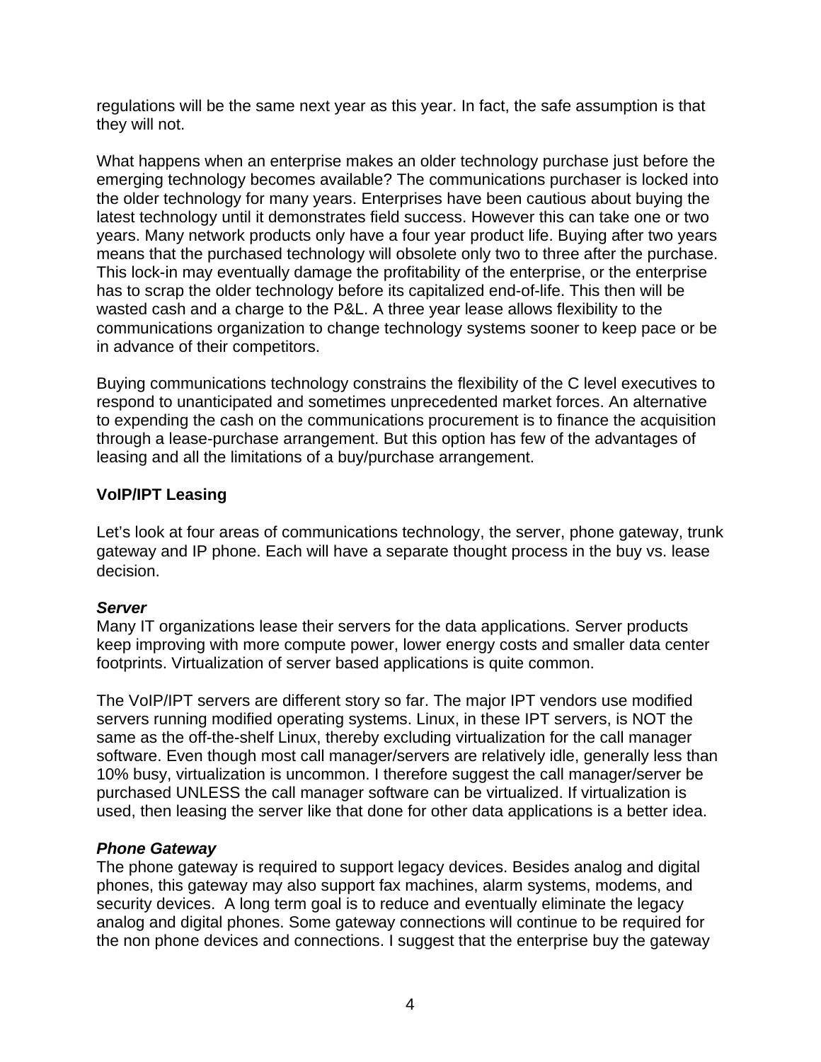regulations will be the same next year as this year. In fact, the safe assumption is that they will not.

What happens when an enterprise makes an older technology purchase just before the emerging technology becomes available? The communications purchaser is locked into the older technology for many years. Enterprises have been cautious about buying the latest technology until it demonstrates field success. However this can take one or two years. Many network products only have a four year product life. Buying after two years means that the purchased technology will obsolete only two to three after the purchase. This lock-in may eventually damage the profitability of the enterprise, or the enterprise has to scrap the older technology before its capitalized end-of-life. This then will be wasted cash and a charge to the P&L. A three year lease allows flexibility to the communications organization to change technology systems sooner to keep pace or be in advance of their competitors.

Buying communications technology constrains the flexibility of the C level executives to respond to unanticipated and sometimes unprecedented market forces. An alternative to expending the cash on the communications procurement is to finance the acquisition through a lease-purchase arrangement. But this option has few of the advantages of leasing and all the limitations of a buy/purchase arrangement.

## VoIP/IPT Leasing

Let's look at four areas of communications technology, the server, phone gateway, trunk gateway and IP phone. Each will have a separate thought process in the buy vs. lease decision.

### *Server*

Many IT organizations lease their servers for the data applications. Server products keep improving with more compute power, lower energy costs and smaller data center footprints. Virtualization of server based applications is quite common.

The VoIP/IPT servers are different story so far. The major IPT vendors use modified servers running modified operating systems. Linux, in these IPT servers, is NOT the same as the off-the-shelf Linux, thereby excluding virtualization for the call manager software. Even though most call manager/servers are relatively idle, generally less than 10% busy, virtualization is uncommon. I therefore suggest the call manager/server be purchased UNLESS the call manager software can be virtualized. If virtualization is used, then leasing the server like that done for other data applications is a better idea.

### *Phone Gateway*

The phone gateway is required to support legacy devices. Besides analog and digital phones, this gateway may also support fax machines, alarm systems, modems, and security devices. A long term goal is to reduce and eventually eliminate the legacy analog and digital phones. Some gateway connections will continue to be required for the non phone devices and connections. I suggest that the enterprise buy the gateway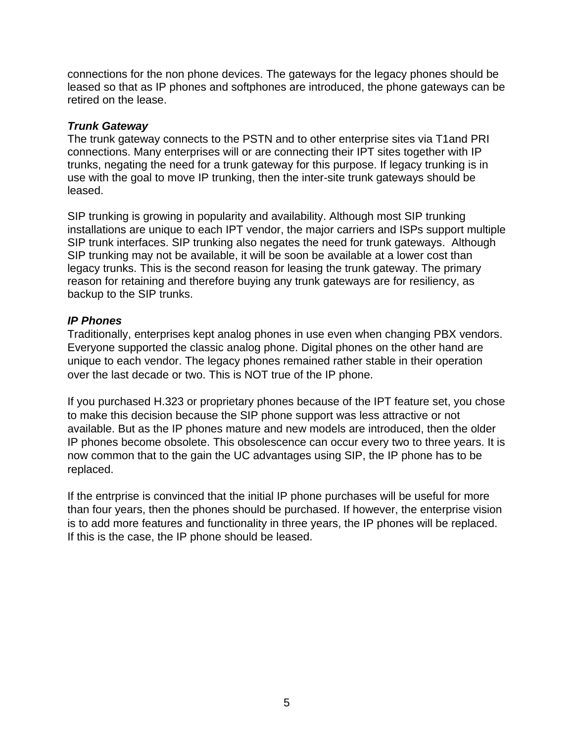connections for the non phone devices. The gateways for the legacy phones should be leased so that as IP phones and softphones are introduced, the phone gateways can be retired on the lease.

***Trunk Gateway***

The trunk gateway connects to the PSTN and to other enterprise sites via T1and PRI connections. Many enterprises will or are connecting their IPT sites together with IP trunks, negating the need for a trunk gateway for this purpose. If legacy trunking is in use with the goal to move IP trunking, then the inter-site trunk gateways should be leased.

SIP trunking is growing in popularity and availability. Although most SIP trunking installations are unique to each IPT vendor, the major carriers and ISPs support multiple SIP trunk interfaces. SIP trunking also negates the need for trunk gateways. Although SIP trunking may not be available, it will be soon be available at a lower cost than legacy trunks. This is the second reason for leasing the trunk gateway. The primary reason for retaining and therefore buying any trunk gateways are for resiliency, as backup to the SIP trunks.

***IP Phones***

Traditionally, enterprises kept analog phones in use even when changing PBX vendors. Everyone supported the classic analog phone. Digital phones on the other hand are unique to each vendor. The legacy phones remained rather stable in their operation over the last decade or two. This is NOT true of the IP phone.

If you purchased H.323 or proprietary phones because of the IPT feature set, you chose to make this decision because the SIP phone support was less attractive or not available. But as the IP phones mature and new models are introduced, then the older IP phones become obsolete. This obsolescence can occur every two to three years. It is now common that to the gain the UC advantages using SIP, the IP phone has to be replaced.

If the entrprise is convinced that the initial IP phone purchases will be useful for more than four years, then the phones should be purchased. If however, the enterprise vision is to add more features and functionality in three years, the IP phones will be replaced. If this is the case, the IP phone should be leased.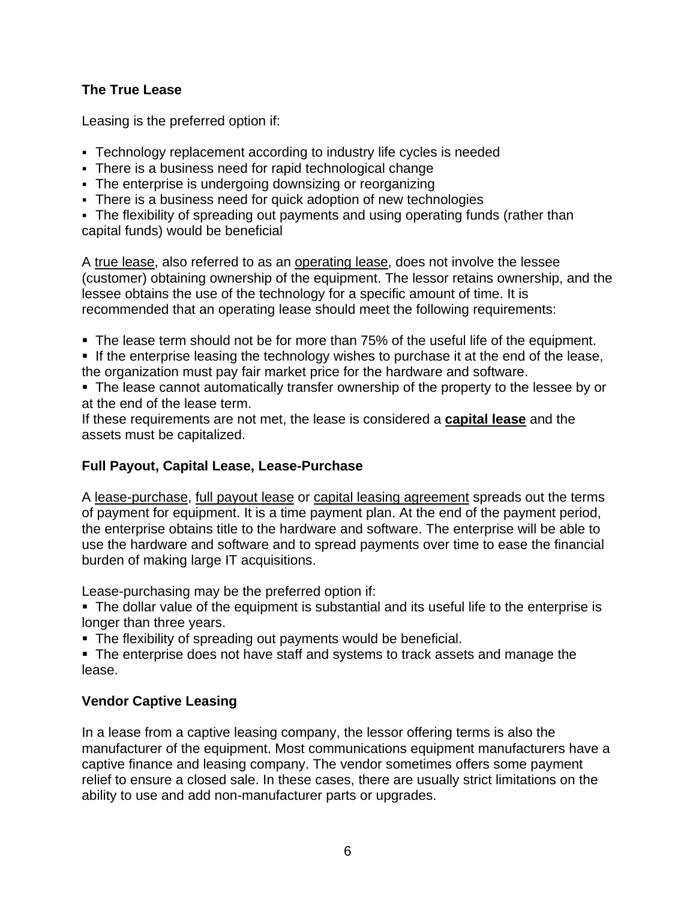### The True Lease

Leasing is the preferred option if:

- Technology replacement according to industry life cycles is needed
- There is a business need for rapid technological change
- The enterprise is undergoing downsizing or reorganizing
- There is a business need for quick adoption of new technologies
- The flexibility of spreading out payments and using operating funds (rather than capital funds) would be beneficial

A true lease, also referred to as an operating lease, does not involve the lessee (customer) obtaining ownership of the equipment. The lessor retains ownership, and the lessee obtains the use of the technology for a specific amount of time. It is recommended that an operating lease should meet the following requirements:

- The lease term should not be for more than 75% of the useful life of the equipment.
- If the enterprise leasing the technology wishes to purchase it at the end of the lease, the organization must pay fair market price for the hardware and software.
- The lease cannot automatically transfer ownership of the property to the lessee by or at the end of the lease term.

If these requirements are not met, the lease is considered a **capital lease** and the assets must be capitalized.

### Full Payout, Capital Lease, Lease-Purchase

A lease-purchase, full payout lease or capital leasing agreement spreads out the terms of payment for equipment. It is a time payment plan. At the end of the payment period, the enterprise obtains title to the hardware and software. The enterprise will be able to use the hardware and software and to spread payments over time to ease the financial burden of making large IT acquisitions.

Lease-purchasing may be the preferred option if:

- The dollar value of the equipment is substantial and its useful life to the enterprise is longer than three years.
- The flexibility of spreading out payments would be beneficial.
- The enterprise does not have staff and systems to track assets and manage the lease.

### Vendor Captive Leasing

In a lease from a captive leasing company, the lessor offering terms is also the manufacturer of the equipment. Most communications equipment manufacturers have a captive finance and leasing company. The vendor sometimes offers some payment relief to ensure a closed sale. In these cases, there are usually strict limitations on the ability to use and add non-manufacturer parts or upgrades.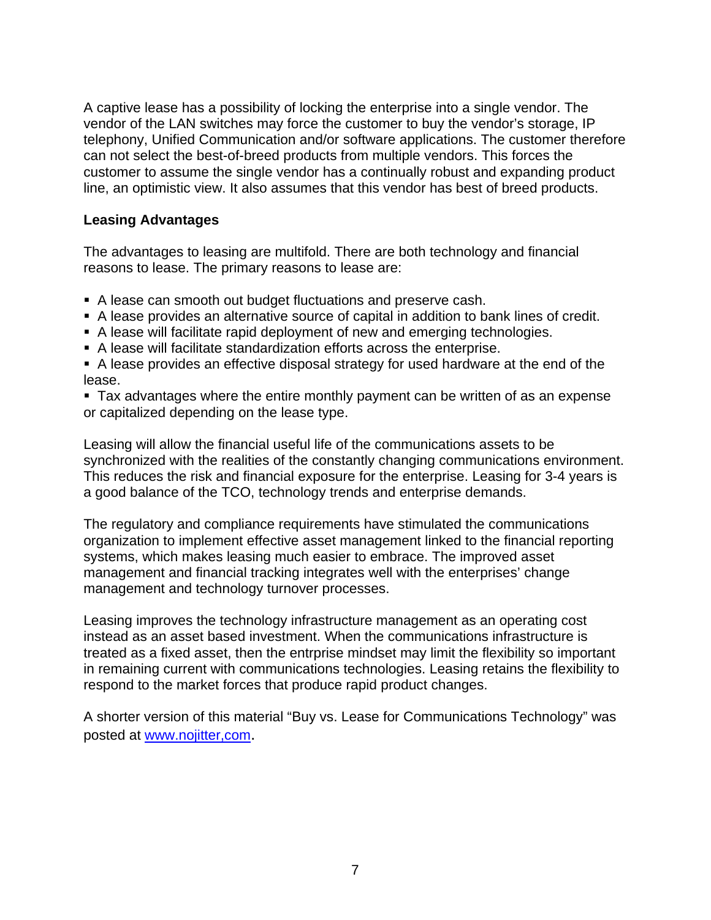A captive lease has a possibility of locking the enterprise into a single vendor. The vendor of the LAN switches may force the customer to buy the vendor's storage, IP telephony, Unified Communication and/or software applications. The customer therefore can not select the best-of-breed products from multiple vendors. This forces the customer to assume the single vendor has a continually robust and expanding product line, an optimistic view. It also assumes that this vendor has best of breed products.

**Leasing Advantages**

The advantages to leasing are multifold. There are both technology and financial reasons to lease. The primary reasons to lease are:

- A lease can smooth out budget fluctuations and preserve cash.
- A lease provides an alternative source of capital in addition to bank lines of credit.
- A lease will facilitate rapid deployment of new and emerging technologies.
- A lease will facilitate standardization efforts across the enterprise.
- A lease provides an effective disposal strategy for used hardware at the end of the lease.
- Tax advantages where the entire monthly payment can be written of as an expense or capitalized depending on the lease type.

Leasing will allow the financial useful life of the communications assets to be synchronized with the realities of the constantly changing communications environment. This reduces the risk and financial exposure for the enterprise. Leasing for 3-4 years is a good balance of the TCO, technology trends and enterprise demands.

The regulatory and compliance requirements have stimulated the communications organization to implement effective asset management linked to the financial reporting systems, which makes leasing much easier to embrace. The improved asset management and financial tracking integrates well with the enterprises' change management and technology turnover processes.

Leasing improves the technology infrastructure management as an operating cost instead as an asset based investment. When the communications infrastructure is treated as a fixed asset, then the entrprise mindset may limit the flexibility so important in remaining current with communications technologies. Leasing retains the flexibility to respond to the market forces that produce rapid product changes.

A shorter version of this material "Buy vs. Lease for Communications Technology" was posted at www.nojitter,com.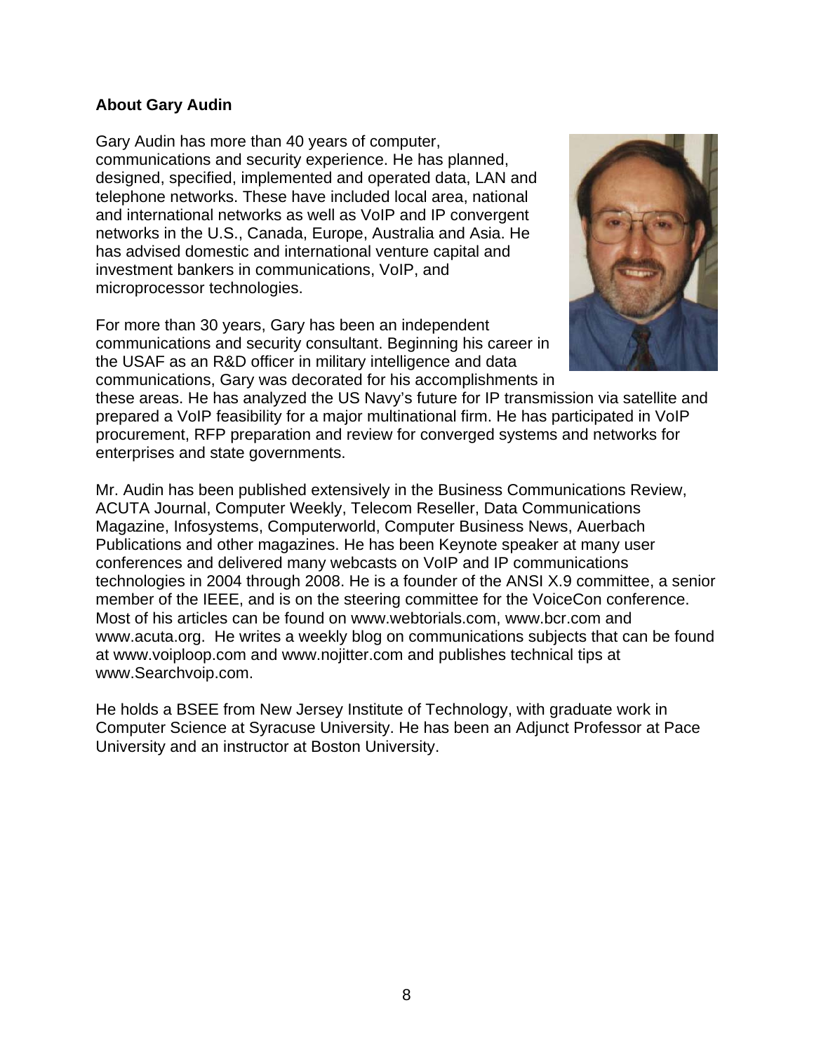**About Gary Audin**

Gary Audin has more than 40 years of computer, communications and security experience. He has planned, designed, specified, implemented and operated data, LAN and telephone networks. These have included local area, national and international networks as well as VoIP and IP convergent networks in the U.S., Canada, Europe, Australia and Asia. He has advised domestic and international venture capital and investment bankers in communications, VoIP, and microprocessor technologies.

For more than 30 years, Gary has been an independent communications and security consultant. Beginning his career in the USAF as an R&D officer in military intelligence and data communications, Gary was decorated for his accomplishments in these areas. He has analyzed the US Navy's future for IP transmission via satellite and prepared a VoIP feasibility for a major multinational firm. He has participated in VoIP procurement, RFP preparation and review for converged systems and networks for enterprises and state governments.

Mr. Audin has been published extensively in the Business Communications Review, ACUTA Journal, Computer Weekly, Telecom Reseller, Data Communications Magazine, Infosystems, Computerworld, Computer Business News, Auerbach Publications and other magazines. He has been Keynote speaker at many user conferences and delivered many webcasts on VoIP and IP communications technologies in 2004 through 2008. He is a founder of the ANSI X.9 committee, a senior member of the IEEE, and is on the steering committee for the VoiceCon conference. Most of his articles can be found on www.webtorials.com, www.bcr.com and www.acuta.org. He writes a weekly blog on communications subjects that can be found at www.voiploop.com and www.nojitter.com and publishes technical tips at www.Searchvoip.com.

He holds a BSEE from New Jersey Institute of Technology, with graduate work in Computer Science at Syracuse University. He has been an Adjunct Professor at Pace University and an instructor at Boston University.